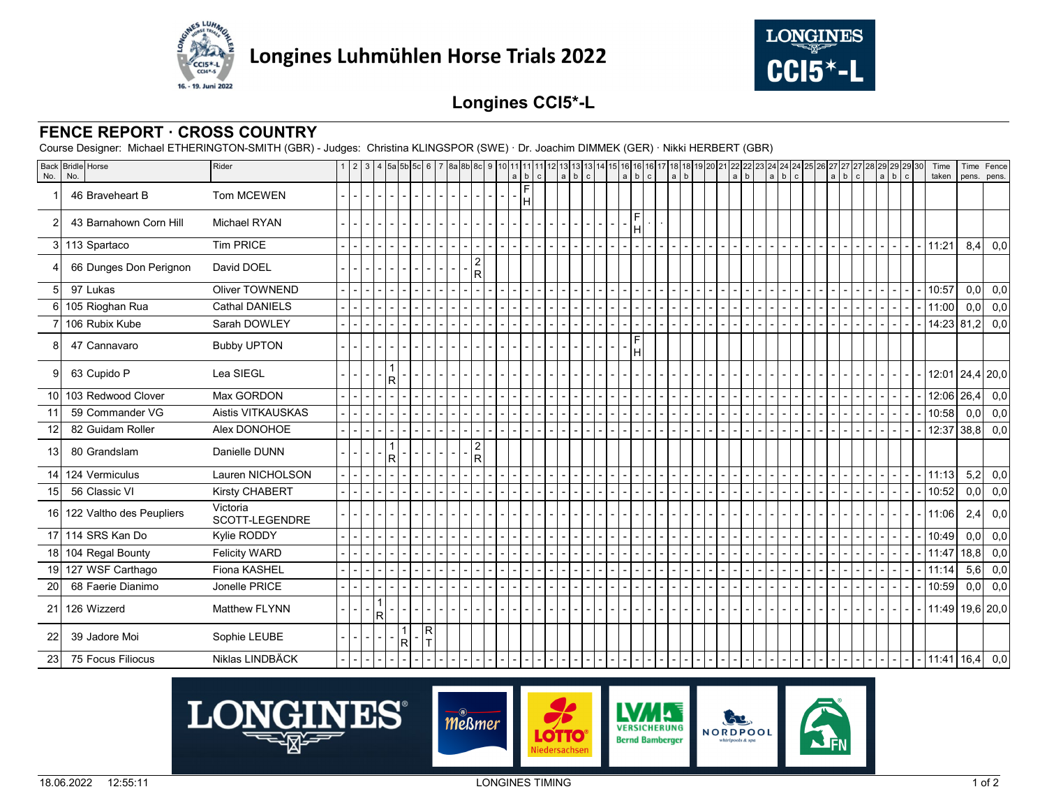# Longines Luhmühlen Horse Trials 2022

## Longines CCI5*-L

### FENCE REPORT · CROSS COUNTRY

Course Designer: Michael ETHERINGTON-SMITH (GBR) - Judges: Christina KLINGSPOR (SWE) · Dr. Joachim DIMMEK (GER) · Nikki HERBERT (GBR)

| Back No. | Bridle No. | Horse | Rider | 1 | 2 | 3 | 4 | 5a | 5b | 5c | 6 | 7 | 8a | 8b | 8c | 9 | 10 | 11a | 11b | 11c | 12 | 13a | 13b | 13c | 14 | 15 | 16a | 16b | 16c | 17 | 18a | 18b | 19 | 20 | 21 | 22a | 22b | 23 | 24a | 24b | 24c | 25 | 26 | 27a | 27b | 27c | 28 | 29a | 29b | 29c | 30 | Time taken | Time pens. | Fence pens. |
|---|---|---|---|---|---|---|---|---|---|---|---|---|---|---|---|---|---|---|---|---|---|---|---|---|---|---|---|---|---|---|---|---|---|---|---|---|---|---|---|---|---|---|---|---|---|---|---|---|---|---|---|---|---|---|
| 1 | 46 | Braveheart B | Tom MCEWEN | - | - | - | - | - | - | - | - | - | - | - | - | - | - | - | FH | | | | | | | | | | | | | | | | | | | | | | | | | | | | | | | | | | | |
| 2 | 43 | Barnahown Corn Hill | Michael RYAN | - | - | - | - | - | - | - | - | - | - | - | - | - | - | - | - | - | - | - | - | - | - | - | - | FH | . | . | | | | | | | | | | | | | | | | | | | | | | | | |
| 3 | 113 | Spartaco | Tim PRICE | - | - | - | - | - | - | - | - | - | - | - | - | - | - | - | - | - | - | - | - | - | - | - | - | - | - | - | - | - | - | - | - | - | - | - | - | - | - | - | - | - | - | - | - | - | - | - | - | 11:21 | 8,4 | 0,0 |
| 4 | 66 | Dunges Don Perignon | David DOEL | - | - | - | - | - | - | - | - | - | - | - | 2R | | | | | | | | | | | | | | | | | | | | | | | | | | | | | | | | | | | | | | | |
| 5 | 97 | Lukas | Oliver TOWNEND | - | - | - | - | - | - | - | - | - | - | - | - | - | - | - | - | - | - | - | - | - | - | - | - | - | - | - | - | - | - | - | - | - | - | - | - | - | - | - | - | - | - | - | - | - | - | - | - | 10:57 | 0,0 | 0,0 |
| 6 | 105 | Rioghan Rua | Cathal DANIELS | - | - | - | - | - | - | - | - | - | - | - | - | - | - | - | - | - | - | - | - | - | - | - | - | - | - | - | - | - | - | - | - | - | - | - | - | - | - | - | - | - | - | - | - | - | - | - | - | 11:00 | 0,0 | 0,0 |
| 7 | 106 | Rubix Kube | Sarah DOWLEY | - | - | - | - | - | - | - | - | - | - | - | - | - | - | - | - | - | - | - | - | - | - | - | - | - | - | - | - | - | - | - | - | - | - | - | - | - | - | - | - | - | - | - | - | - | - | - | - | 14:23 | 81,2 | 0,0 |
| 8 | 47 | Cannavaro | Bubby UPTON | - | - | - | - | - | - | - | - | - | - | - | - | - | - | - | - | - | - | - | - | - | - | - | - | FH | | | | | | | | | | | | | | | | | | | | | | | | | | |
| 9 | 63 | Cupido P | Lea SIEGL | - | - | - | - | 1R | - | - | - | - | - | - | - | - | - | - | - | - | - | - | - | - | - | - | - | - | - | - | - | - | - | - | - | - | - | - | - | - | - | - | - | - | - | - | - | - | - | - | - | 12:01 | 24,4 | 20,0 |
| 10 | 103 | Redwood Clover | Max GORDON | - | - | - | - | - | - | - | - | - | - | - | - | - | - | - | - | - | - | - | - | - | - | - | - | - | - | - | - | - | - | - | - | - | - | - | - | - | - | - | - | - | - | - | - | - | - | - | - | 12:06 | 26,4 | 0,0 |
| 11 | 59 | Commander VG | Aistis VITKAUSKAS | - | - | - | - | - | - | - | - | - | - | - | - | - | - | - | - | - | - | - | - | - | - | - | - | - | - | - | - | - | - | - | - | - | - | - | - | - | - | - | - | - | - | - | - | - | - | - | - | 10:58 | 0,0 | 0,0 |
| 12 | 82 | Guidam Roller | Alex DONOHOE | - | - | - | - | - | - | - | - | - | - | - | - | - | - | - | - | - | - | - | - | - | - | - | - | - | - | - | - | - | - | - | - | - | - | - | - | - | - | - | - | - | - | - | - | - | - | - | - | 12:37 | 38,8 | 0,0 |
| 13 | 80 | Grandslam | Danielle DUNN | - | - | - | - | 1R | - | - | - | - | - | - | 2R | | | | | | | | | | | | | | | | | | | | | | | | | | | | | | | | | | | | | | | |
| 14 | 124 | Vermiculus | Lauren NICHOLSON | - | - | - | - | - | - | - | - | - | - | - | - | - | - | - | - | - | - | - | - | - | - | - | - | - | - | - | - | - | - | - | - | - | - | - | - | - | - | - | - | - | - | - | - | - | - | - | - | 11:13 | 5,2 | 0,0 |
| 15 | 56 | Classic VI | Kirsty CHABERT | - | - | - | - | - | - | - | - | - | - | - | - | - | - | - | - | - | - | - | - | - | - | - | - | - | - | - | - | - | - | - | - | - | - | - | - | - | - | - | - | - | - | - | - | - | - | - | - | 10:52 | 0,0 | 0,0 |
| 16 | 122 | Valtho des Peupliers | Victoria SCOTT-LEGENDRE | - | - | - | - | - | - | - | - | - | - | - | - | - | - | - | - | - | - | - | - | - | - | - | - | - | - | - | - | - | - | - | - | - | - | - | - | - | - | - | - | - | - | - | - | - | - | - | - | 11:06 | 2,4 | 0,0 |
| 17 | 114 | SRS Kan Do | Kylie RODDY | - | - | - | - | - | - | - | - | - | - | - | - | - | - | - | - | - | - | - | - | - | - | - | - | - | - | - | - | - | - | - | - | - | - | - | - | - | - | - | - | - | - | - | - | - | - | - | - | 10:49 | 0,0 | 0,0 |
| 18 | 104 | Regal Bounty | Felicity WARD | - | - | - | - | - | - | - | - | - | - | - | - | - | - | - | - | - | - | - | - | - | - | - | - | - | - | - | - | - | - | - | - | - | - | - | - | - | - | - | - | - | - | - | - | - | - | - | - | 11:47 | 18,8 | 0,0 |
| 19 | 127 | WSF Carthago | Fiona KASHEL | - | - | - | - | - | - | - | - | - | - | - | - | - | - | - | - | - | - | - | - | - | - | - | - | - | - | - | - | - | - | - | - | - | - | - | - | - | - | - | - | - | - | - | - | - | - | - | - | 11:14 | 5,6 | 0,0 |
| 20 | 68 | Faerie Dianimo | Jonelle PRICE | - | - | - | - | - | - | - | - | - | - | - | - | - | - | - | - | - | - | - | - | - | - | - | - | - | - | - | - | - | - | - | - | - | - | - | - | - | - | - | - | - | - | - | - | - | - | - | - | 10:59 | 0,0 | 0,0 |
| 21 | 126 | Wizzerd | Matthew FLYNN | - | - | - | 1R | - | - | - | - | - | - | - | - | - | - | - | - | - | - | - | - | - | - | - | - | - | - | - | - | - | - | - | - | - | - | - | - | - | - | - | - | - | - | - | - | - | - | - | - | 11:49 | 19,6 | 20,0 |
| 22 | 39 | Jadore Moi | Sophie LEUBE | - | - | - | - | - | 1R | - | RT | | | | | | | | | | | | | | | | | | | | | | | | | | | | | | | | | | | | | | | | | | | |
| 23 | 75 | Focus Filiocus | Niklas LINDBÄCK | - | - | - | - | - | - | - | - | - | - | - | - | - | - | - | - | - | - | - | - | - | - | - | - | - | - | - | - | - | - | - | - | - | - | - | - | - | - | - | - | - | - | - | - | - | - | - | - | 11:41 | 16,4 | 0,0 |

18.06.2022 12:55:11 LONGINES TIMING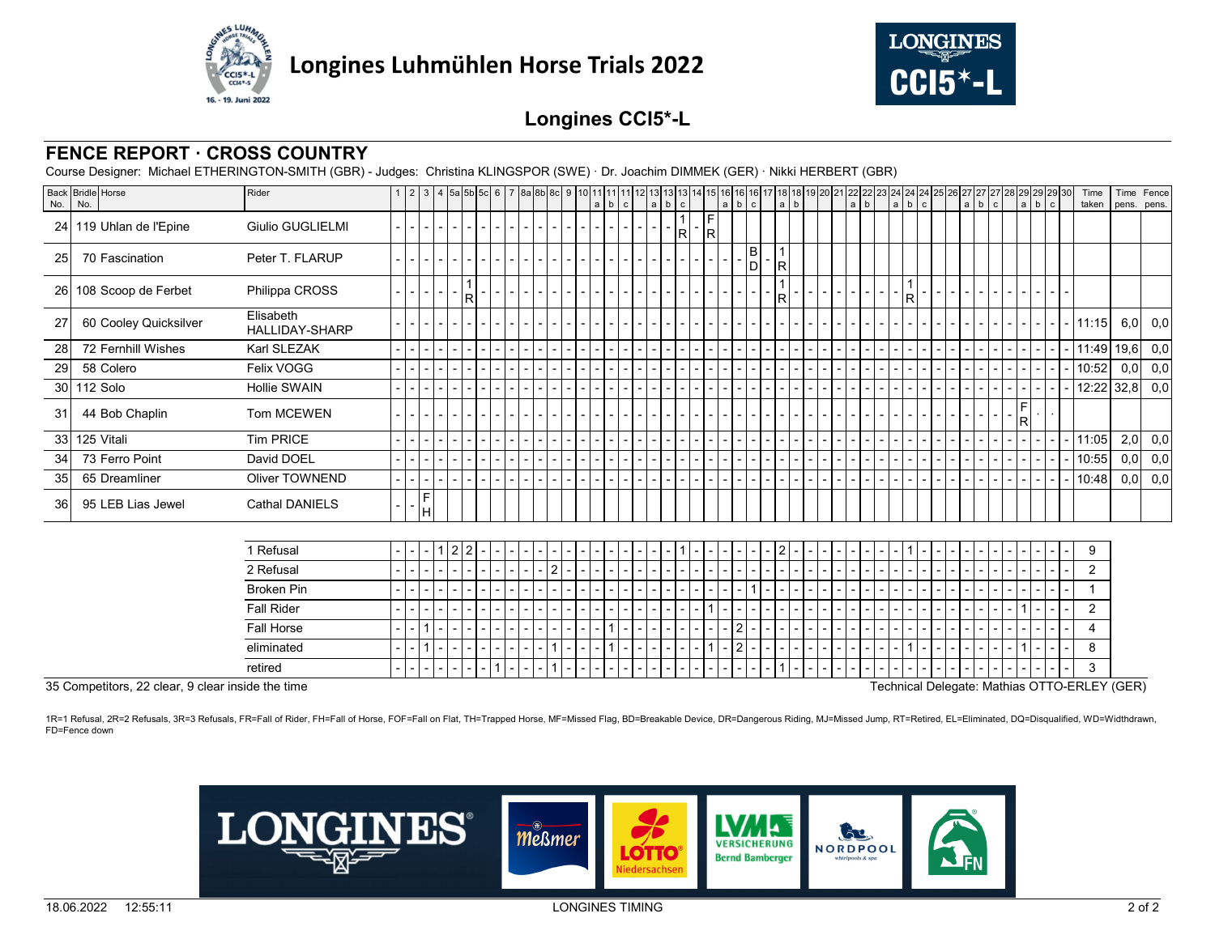# Longines Luhmühlen Horse Trials 2022

## Longines CCI5*-L

### FENCE REPORT · CROSS COUNTRY

Course Designer: Michael ETHERINGTON-SMITH (GBR) - Judges: Christina KLINGSPOR (SWE) · Dr. Joachim DIMMEK (GER) · Nikki HERBERT (GBR)

| Back No. | Bridle No. | Horse | Rider | 1 | 2 | 3 | 4 | 5a | 5b | 5c | 6 | 7 | 8a | 8b | 8c | 9 | 10 | 11a | 11b | 11c | 12 | 13a | 13b | 13c | 14 | 15 | 16a | 16b | 16c | 17 | 18a | 18b | 19 | 20 | 21 | 22a | 22b | 23 | 24a | 24b | 24c | 25 | 26 | 27a | 27b | 27c | 28 | 29a | 29b | 29c | 30 | Time taken | Time pens. | Fence pens. |
|---|---|---|---|---|---|---|---|---|---|---|---|---|---|---|---|---|---|---|---|---|---|---|---|---|---|---|---|---|---|---|---|---|---|---|---|---|---|---|---|---|---|---|---|---|---|---|---|---|---|---|---|---|---|---|
| 24 | 119 | Uhlan de l'Epine | Giulio GUGLIELMI | - | - | - | - | - | - | - | - | - | - | - | - | - | - | - | - | - | - | - | - | 1 R | - | F R | | | | | | | | | | | | | | | | | | | | | | | | | | | | |
| 25 | 70 | Fascination | Peter T. FLARUP | - | - | - | - | - | - | - | - | - | - | - | - | - | - | - | - | - | - | - | - | - | - | - | - | - | B D | - | 1 R | | | | | | | | | | | | | | | | | | | | | | | |
| 26 | 108 | Scoop de Ferbet | Philippa CROSS | - | - | - | - | - | 1 R | - | - | - | - | - | - | - | - | - | - | - | - | - | - | - | - | - | - | - | - | - | 1 R | - | - | - | - | - | - | - | - | - | 1 R | - | - | - | - | - | - | - | - | - | - | | | |
| 27 | 60 | Cooley Quicksilver | Elisabeth HALLIDAY-SHARP | - | - | - | - | - | - | - | - | - | - | - | - | - | - | - | - | - | - | - | - | - | - | - | - | - | - | - | - | - | - | - | - | - | - | - | - | - | - | - | - | - | - | - | - | - | - | - | - | 11:15 | 6,0 | 0,0 |
| 28 | 72 | Fernhill Wishes | Karl SLEZAK | - | - | - | - | - | - | - | - | - | - | - | - | - | - | - | - | - | - | - | - | - | - | - | - | - | - | - | - | - | - | - | - | - | - | - | - | - | - | - | - | - | - | - | - | - | - | - | - | 11:49 | 19,6 | 0,0 |
| 29 | 58 | Colero | Felix VOGG | - | - | - | - | - | - | - | - | - | - | - | - | - | - | - | - | - | - | - | - | - | - | - | - | - | - | - | - | - | - | - | - | - | - | - | - | - | - | - | - | - | - | - | - | - | - | - | - | 10:52 | 0,0 | 0,0 |
| 30 | 112 | Solo | Hollie SWAIN | - | - | - | - | - | - | - | - | - | - | - | - | - | - | - | - | - | - | - | - | - | - | - | - | - | - | - | - | - | - | - | - | - | - | - | - | - | - | - | - | - | - | - | - | - | - | - | - | 12:22 | 32,8 | 0,0 |
| 31 | 44 | Bob Chaplin | Tom MCEWEN | - | - | - | - | - | - | - | - | - | - | - | - | - | - | - | - | - | - | - | - | - | - | - | - | - | - | - | - | - | - | - | - | - | - | - | - | - | - | - | - | F R | . | . | | | | |
| 33 | 125 | Vitali | Tim PRICE | - | - | - | - | - | - | - | - | - | - | - | - | - | - | - | - | - | - | - | - | - | - | - | - | - | - | - | - | - | - | - | - | - | - | - | - | - | - | - | - | - | - | - | - | - | - | - | - | 11:05 | 2,0 | 0,0 |
| 34 | 73 | Ferro Point | David DOEL | - | - | - | - | - | - | - | - | - | - | - | - | - | - | - | - | - | - | - | - | - | - | - | - | - | - | - | - | - | - | - | - | - | - | - | - | - | - | - | - | - | - | - | - | - | - | - | - | 10:55 | 0,0 | 0,0 |
| 35 | 65 | Dreamliner | Oliver TOWNEND | - | - | - | - | - | - | - | - | - | - | - | - | - | - | - | - | - | - | - | - | - | - | - | - | - | - | - | - | - | - | - | - | - | - | - | - | - | - | - | - | - | - | - | - | - | - | - | - | 10:48 | 0,0 | 0,0 |
| 36 | 95 | LEB Lias Jewel | Cathal DANIELS | - | - | F H | | | | | | | | | | | | | | | | | | | | | | | | | | | | | | | | | | | | | | | | | | | | | | | | |
| | | | 1 Refusal | - | - | - | 1 | 2 | 2 | - | - | - | - | - | - | - | - | - | - | - | - | - | - | 1 | - | - | - | - | - | - | 2 | - | - | - | - | - | - | - | - | 1 | - | - | - | - | - | - | - | - | - | - | - | 9 | | |
| | | | 2 Refusal | - | - | - | - | - | - | - | - | - | - | - | 2 | - | - | - | - | - | - | - | - | - | - | - | - | - | - | - | - | - | - | - | - | - | - | - | - | - | - | - | - | - | - | - | - | - | - | - | - | 2 | | |
| | | | Broken Pin | - | - | - | - | - | - | - | - | - | - | - | - | - | - | - | - | - | - | - | - | - | - | - | - | - | 1 | - | - | - | - | - | - | - | - | - | - | - | - | - | - | - | - | - | - | - | - | - | - | 1 | | |
| | | | Fall Rider | - | - | - | - | - | - | - | - | - | - | - | - | - | - | - | - | - | - | - | - | - | - | 1 | - | - | - | - | - | - | - | - | - | - | - | - | - | - | - | - | - | - | - | - | - | 1 | - | - | - | 2 | | |
| | | | Fall Horse | - | - | 1 | - | - | - | - | - | - | - | - | - | - | - | - | 1 | - | - | - | - | - | - | - | - | 2 | - | - | - | - | - | - | - | - | - | - | - | - | - | - | - | - | - | - | - | - | - | - | - | 4 | | |
| | | | eliminated | - | - | 1 | - | - | - | - | - | - | - | - | 1 | - | - | - | 1 | - | - | - | - | - | - | 1 | - | 2 | - | - | - | - | - | - | - | - | - | - | - | 1 | - | - | - | - | - | - | - | 1 | - | - | - | 8 | | |
| | | | retired | - | - | - | - | - | - | - | 1 | - | - | - | 1 | - | - | - | - | - | - | - | - | - | - | - | - | - | - | - | 1 | - | - | - | - | - | - | - | - | - | - | - | - | - | - | - | - | - | - | - | - | 3 | | |

35 Competitors, 22 clear, 9 clear inside the time

Technical Delegate: Mathias OTTO-ERLEY (GER)

1R=1 Refusal, 2R=2 Refusals, 3R=3 Refusals, FR=Fall of Rider, FH=Fall of Horse, FOF=Fall on Flat, TH=Trapped Horse, MF=Missed Flag, BD=Breakable Device, DR=Dangerous Riding, MJ=Missed Jump, RT=Retired, EL=Eliminated, DQ=Disqualified, WD=Widthdrawn, FD=Fence down

18.06.2022 12:55:11

LONGINES TIMING